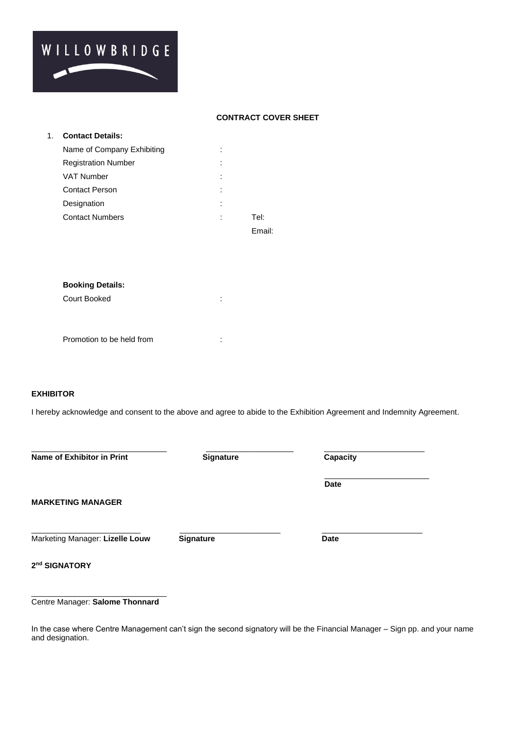WILLOWBRIDGE

## CONTRACT COVER SHEET

1. **Contact Details:**

| | | |
|---|---|---|
| Name of Company Exhibiting | : | |
| Registration Number | : | |
| VAT Number | : | |
| Contact Person | : | |
| Designation | : | |
| Contact Numbers | : | Tel: |
| | | Email: |

**Booking Details:**

| | | |
|---|---|---|
| Court Booked | : | |
| Promotion to be held from | : | |

**EXHIBITOR**

I hereby acknowledge and consent to the above and agree to abide to the Exhibition Agreement and Indemnity Agreement.

| ______________________________ | ____________________ | ______________________ |
|---|---|---|
| **Name of Exhibitor in Print** | **Signature** | **Capacity** |
| | | ______________________ |
| | | **Date** |

**MARKETING MANAGER**

| ________________________ | ______________________ | ______________________ |
|---|---|---|
| Marketing Manager: **Lizelle Louw** | **Signature** | **Date** |

**2nd SIGNATORY**

______________________________

Centre Manager: **Salome Thonnard**

In the case where Centre Management can't sign the second signatory will be the Financial Manager – Sign pp. and your name and designation.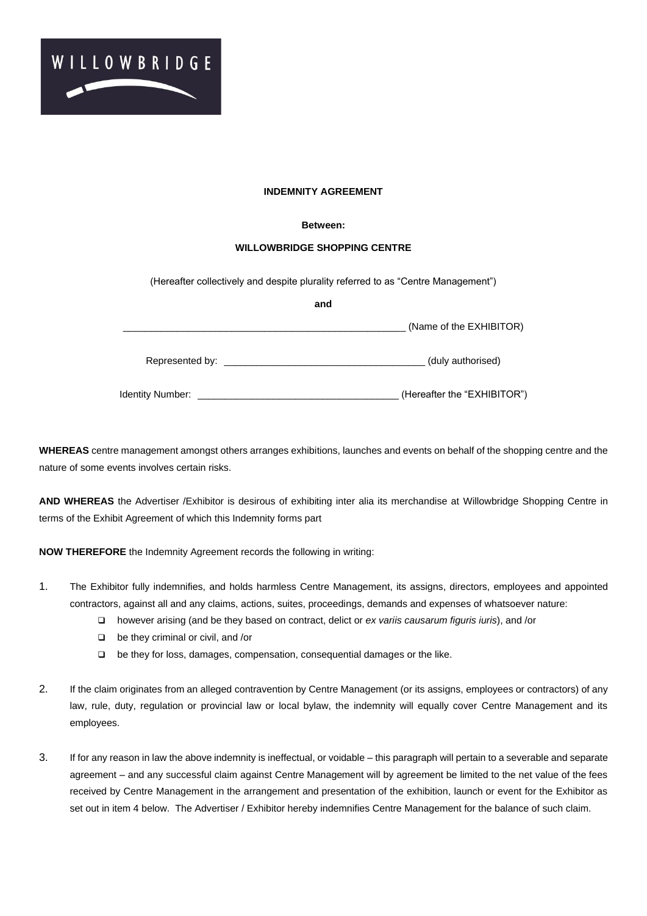WILLOWBRIDGE

**INDEMNITY AGREEMENT**

**Between:**

**WILLOWBRIDGE SHOPPING CENTRE**

(Hereafter collectively and despite plurality referred to as "Centre Management")

**and**

_____________________________________________________ (Name of the EXHIBITOR)

Represented by: _____________________________________ (duly authorised)

Identity Number: _____________________________________ (Hereafter the "EXHIBITOR")

**WHEREAS** centre management amongst others arranges exhibitions, launches and events on behalf of the shopping centre and the nature of some events involves certain risks.

**AND WHEREAS** the Advertiser /Exhibitor is desirous of exhibiting inter alia its merchandise at Willowbridge Shopping Centre in terms of the Exhibit Agreement of which this Indemnity forms part

**NOW THEREFORE** the Indemnity Agreement records the following in writing:

1. The Exhibitor fully indemnifies, and holds harmless Centre Management, its assigns, directors, employees and appointed contractors, against all and any claims, actions, suites, proceedings, demands and expenses of whatsoever nature:
   - however arising (and be they based on contract, delict or *ex variis causarum figuris iuris*), and /or
   - be they criminal or civil, and /or
   - be they for loss, damages, compensation, consequential damages or the like.

2. If the claim originates from an alleged contravention by Centre Management (or its assigns, employees or contractors) of any law, rule, duty, regulation or provincial law or local bylaw, the indemnity will equally cover Centre Management and its employees.

3. If for any reason in law the above indemnity is ineffectual, or voidable – this paragraph will pertain to a severable and separate agreement – and any successful claim against Centre Management will by agreement be limited to the net value of the fees received by Centre Management in the arrangement and presentation of the exhibition, launch or event for the Exhibitor as set out in item 4 below. The Advertiser / Exhibitor hereby indemnifies Centre Management for the balance of such claim.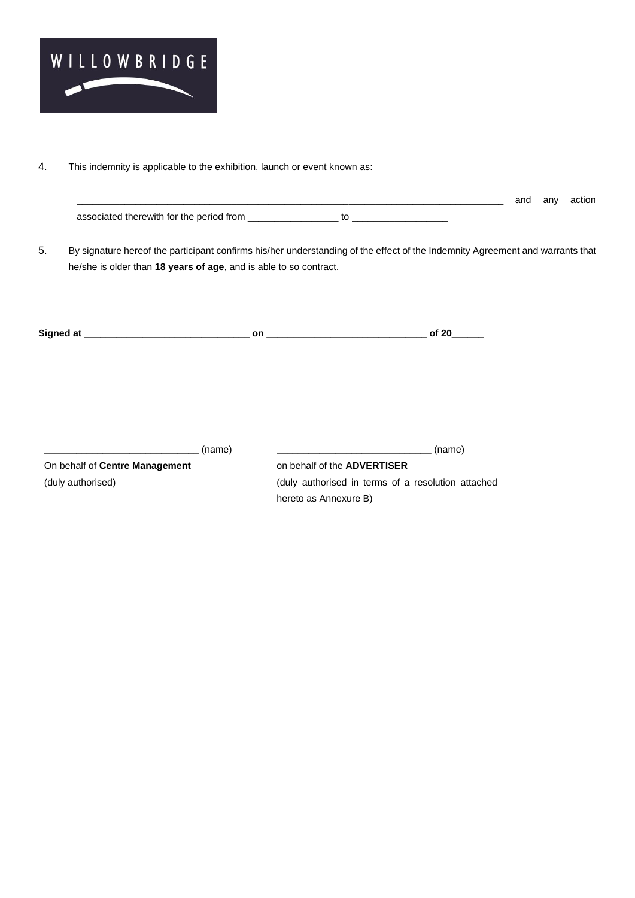WILLOWBRIDGE

4. This indemnity is applicable to the exhibition, launch or event known as:

   ________________________________________________________________________________ and any action associated therewith for the period from _________________ to __________________

5. By signature hereof the participant confirms his/her understanding of the effect of the Indemnity Agreement and warrants that he/she is older than **18 years of age**, and is able to so contract.

**Signed at ________________________________ on _______________________________ of 20______**

_____________________________

_____________________________ (name)
On behalf of **Centre Management**
(duly authorised)

_____________________________

_____________________________ (name)
on behalf of the **ADVERTISER**
(duly authorised in terms of a resolution attached hereto as Annexure B)